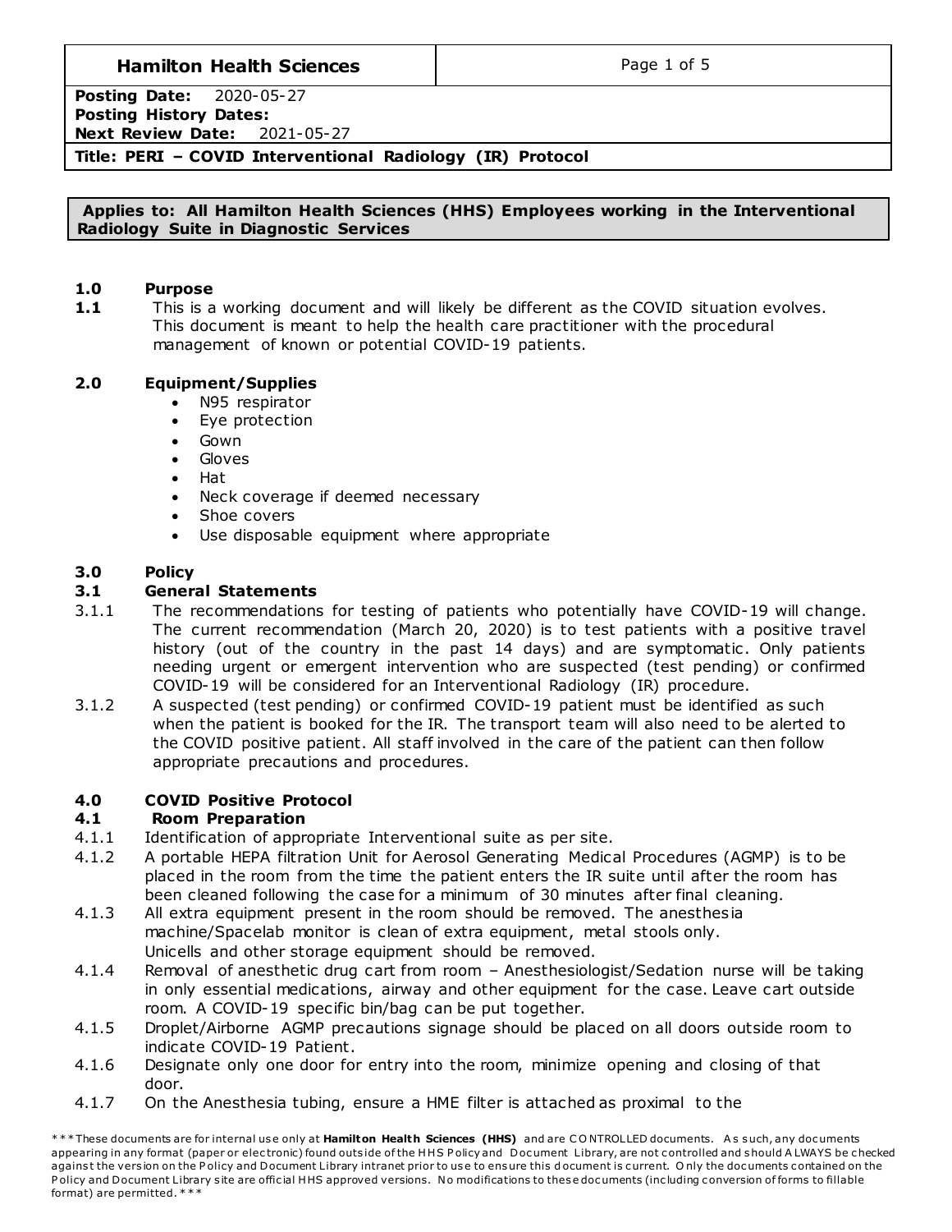| **Hamilton Health Sciences** | |
|---|---|
| **Posting Date:** 2020-05-27 | |
| **Posting History Dates:** | |
| **Next Review Date:** 2021-05-27 | |
| **Title: PERI – COVID Interventional Radiology (IR) Protocol** | |

**Applies to: All Hamilton Health Sciences (HHS) Employees working in the Interventional Radiology Suite in Diagnostic Services**

## 1.0 Purpose

**1.1** This is a working document and will likely be different as the COVID situation evolves. This document is meant to help the health care practitioner with the procedural management of known or potential COVID-19 patients.

## 2.0 Equipment/Supplies

- N95 respirator
- Eye protection
- Gown
- Gloves
- Hat
- Neck coverage if deemed necessary
- Shoe covers
- Use disposable equipment where appropriate

## 3.0 Policy

### 3.1 General Statements

3.1.1 The recommendations for testing of patients who potentially have COVID-19 will change. The current recommendation (March 20, 2020) is to test patients with a positive travel history (out of the country in the past 14 days) and are symptomatic. Only patients needing urgent or emergent intervention who are suspected (test pending) or confirmed COVID-19 will be considered for an Interventional Radiology (IR) procedure.

3.1.2 A suspected (test pending) or confirmed COVID-19 patient must be identified as such when the patient is booked for the IR. The transport team will also need to be alerted to the COVID positive patient. All staff involved in the care of the patient can then follow appropriate precautions and procedures.

## 4.0 COVID Positive Protocol

### 4.1 Room Preparation

4.1.1 Identification of appropriate Interventional suite as per site.

4.1.2 A portable HEPA filtration Unit for Aerosol Generating Medical Procedures (AGMP) is to be placed in the room from the time the patient enters the IR suite until after the room has been cleaned following the case for a minimum of 30 minutes after final cleaning.

4.1.3 All extra equipment present in the room should be removed. The anesthesia machine/Spacelab monitor is clean of extra equipment, metal stools only. Unicells and other storage equipment should be removed.

4.1.4 Removal of anesthetic drug cart from room – Anesthesiologist/Sedation nurse will be taking in only essential medications, airway and other equipment for the case. Leave cart outside room. A COVID-19 specific bin/bag can be put together.

4.1.5 Droplet/Airborne AGMP precautions signage should be placed on all doors outside room to indicate COVID-19 Patient.

4.1.6 Designate only one door for entry into the room, minimize opening and closing of that door.

4.1.7 On the Anesthesia tubing, ensure a HME filter is attached as proximal to the

\*\*\*These documents are for internal use only at **Hamilton Health Sciences (HHS)** and are CONTROLLED documents. As such, any documents appearing in any format (paper or electronic) found outside of the HHS Policy and Document Library, are not controlled and should ALWAYS be checked against the version on the Policy and Document Library intranet prior to use to ensure this document is current. Only the documents contained on the Policy and Document Library site are official HHS approved versions. No modifications to these documents (including conversion of forms to fillable format) are permitted.\*\*\*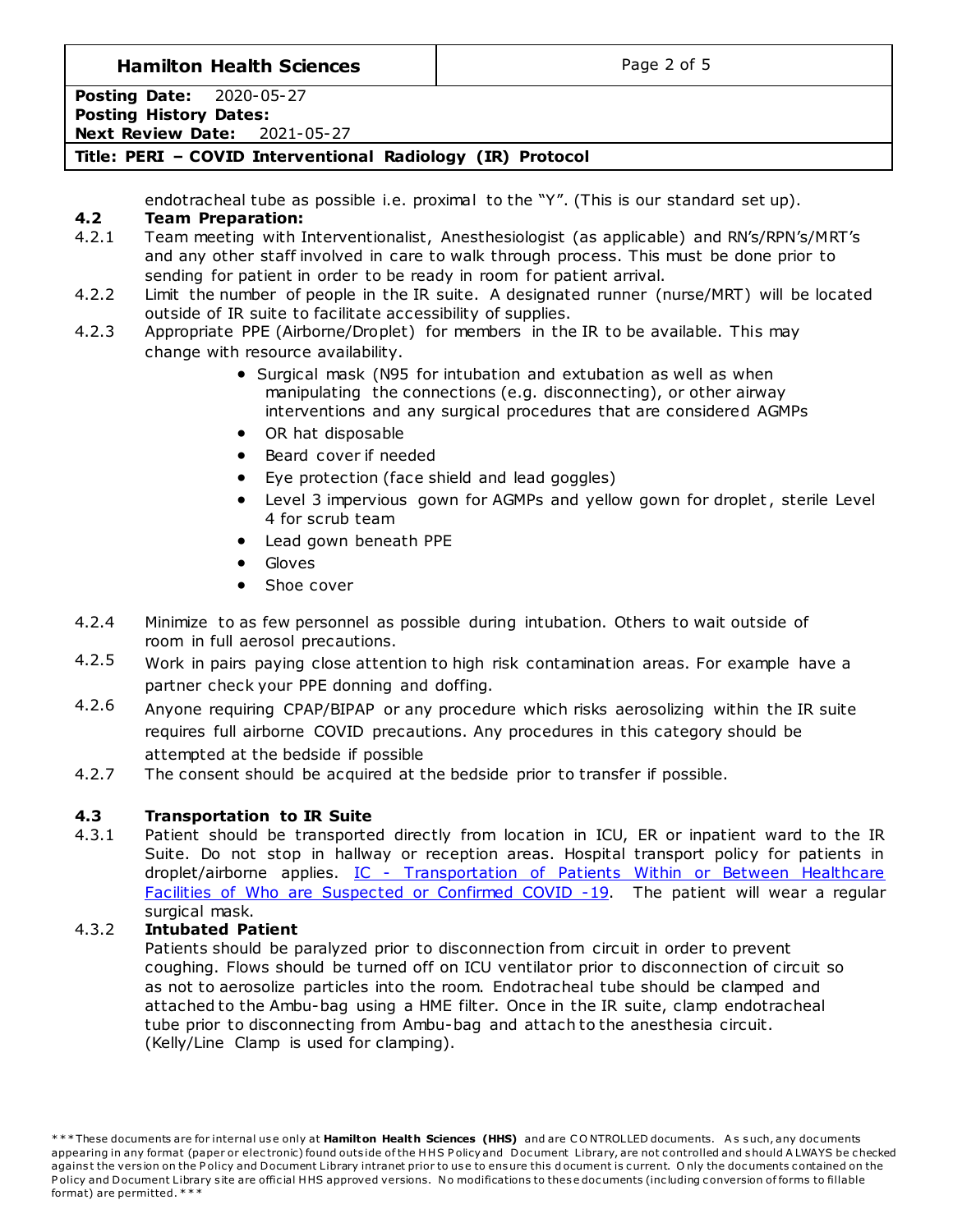endotracheal tube as possible i.e. proximal to the "Y". (This is our standard set up).

### 4.2 Team Preparation:

4.2.1 Team meeting with Interventionalist, Anesthesiologist (as applicable) and RN's/RPN's/MRT's and any other staff involved in care to walk through process. This must be done prior to sending for patient in order to be ready in room for patient arrival.

4.2.2 Limit the number of people in the IR suite. A designated runner (nurse/MRT) will be located outside of IR suite to facilitate accessibility of supplies.

4.2.3 Appropriate PPE (Airborne/Droplet) for members in the IR to be available. This may change with resource availability.

- Surgical mask (N95 for intubation and extubation as well as when manipulating the connections (e.g. disconnecting), or other airway interventions and any surgical procedures that are considered AGMPs
- OR hat disposable
- Beard cover if needed
- Eye protection (face shield and lead goggles)
- Level 3 impervious gown for AGMPs and yellow gown for droplet, sterile Level 4 for scrub team
- Lead gown beneath PPE
- Gloves
- Shoe cover

4.2.4 Minimize to as few personnel as possible during intubation. Others to wait outside of room in full aerosol precautions.

4.2.5 Work in pairs paying close attention to high risk contamination areas. For example have a partner check your PPE donning and doffing.

4.2.6 Anyone requiring CPAP/BIPAP or any procedure which risks aerosolizing within the IR suite requires full airborne COVID precautions. Any procedures in this category should be attempted at the bedside if possible

4.2.7 The consent should be acquired at the bedside prior to transfer if possible.

### 4.3 Transportation to IR Suite

4.3.1 Patient should be transported directly from location in ICU, ER or inpatient ward to the IR Suite. Do not stop in hallway or reception areas. Hospital transport policy for patients in droplet/airborne applies. IC - Transportation of Patients Within or Between Healthcare Facilities of Who are Suspected or Confirmed COVID -19. The patient will wear a regular surgical mask.

4.3.2 **Intubated Patient**

Patients should be paralyzed prior to disconnection from circuit in order to prevent coughing. Flows should be turned off on ICU ventilator prior to disconnection of circuit so as not to aerosolize particles into the room. Endotracheal tube should be clamped and attached to the Ambu-bag using a HME filter. Once in the IR suite, clamp endotracheal tube prior to disconnecting from Ambu-bag and attach to the anesthesia circuit. (Kelly/Line Clamp is used for clamping).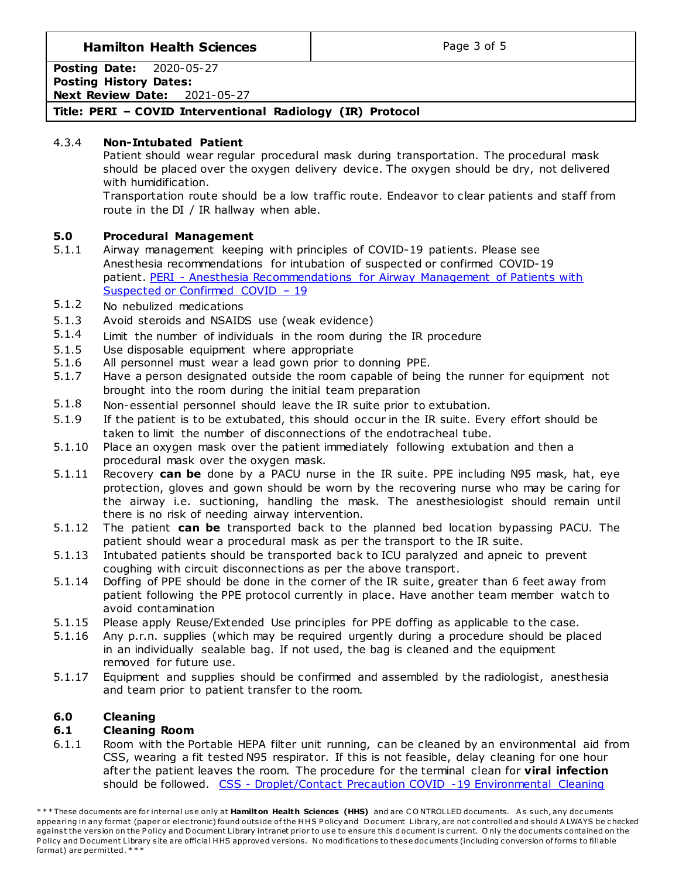4.3.4 **Non-Intubated Patient**

Patient should wear regular procedural mask during transportation. The procedural mask should be placed over the oxygen delivery device. The oxygen should be dry, not delivered with humidification.

Transportation route should be a low traffic route. Endeavor to clear patients and staff from route in the DI / IR hallway when able.

## 5.0 Procedural Management

5.1.1 Airway management keeping with principles of COVID-19 patients. Please see Anesthesia recommendations for intubation of suspected or confirmed COVID-19 patient. [PERI - Anesthesia Recommendations for Airway Management of Patients with Suspected or Confirmed COVID – 19]

5.1.2 No nebulized medications

5.1.3 Avoid steroids and NSAIDS use (weak evidence)

5.1.4 Limit the number of individuals in the room during the IR procedure

5.1.5 Use disposable equipment where appropriate

5.1.6 All personnel must wear a lead gown prior to donning PPE.

5.1.7 Have a person designated outside the room capable of being the runner for equipment not brought into the room during the initial team preparation

5.1.8 Non-essential personnel should leave the IR suite prior to extubation.

5.1.9 If the patient is to be extubated, this should occur in the IR suite. Every effort should be taken to limit the number of disconnections of the endotracheal tube.

5.1.10 Place an oxygen mask over the patient immediately following extubation and then a procedural mask over the oxygen mask.

5.1.11 Recovery **can be** done by a PACU nurse in the IR suite. PPE including N95 mask, hat, eye protection, gloves and gown should be worn by the recovering nurse who may be caring for the airway i.e. suctioning, handling the mask. The anesthesiologist should remain until there is no risk of needing airway intervention.

5.1.12 The patient **can be** transported back to the planned bed location bypassing PACU. The patient should wear a procedural mask as per the transport to the IR suite.

5.1.13 Intubated patients should be transported back to ICU paralyzed and apneic to prevent coughing with circuit disconnections as per the above transport.

5.1.14 Doffing of PPE should be done in the corner of the IR suite, greater than 6 feet away from patient following the PPE protocol currently in place. Have another team member watch to avoid contamination

5.1.15 Please apply Reuse/Extended Use principles for PPE doffing as applicable to the case.

5.1.16 Any p.r.n. supplies (which may be required urgently during a procedure should be placed in an individually sealable bag. If not used, the bag is cleaned and the equipment removed for future use.

5.1.17 Equipment and supplies should be confirmed and assembled by the radiologist, anesthesia and team prior to patient transfer to the room.

## 6.0 Cleaning

### 6.1 Cleaning Room

6.1.1 Room with the Portable HEPA filter unit running, can be cleaned by an environmental aid from CSS, wearing a fit tested N95 respirator. If this is not feasible, delay cleaning for one hour after the patient leaves the room. The procedure for the terminal clean for **viral infection** should be followed. [CSS - Droplet/Contact Precaution COVID -19 Environmental Cleaning]

***These documents are for internal use only at **Hamilton Health Sciences (HHS)** and are CONTROLLED documents. As such, any documents appearing in any format (paper or electronic) found outside of the HHS Policy and Document Library, are not controlled and should ALWAYS be checked against the version on the Policy and Document Library intranet prior to use to ensure this document is current. Only the documents contained on the Policy and Document Library site are official HHS approved versions. No modifications to these documents (including conversion of forms to fillable format) are permitted.***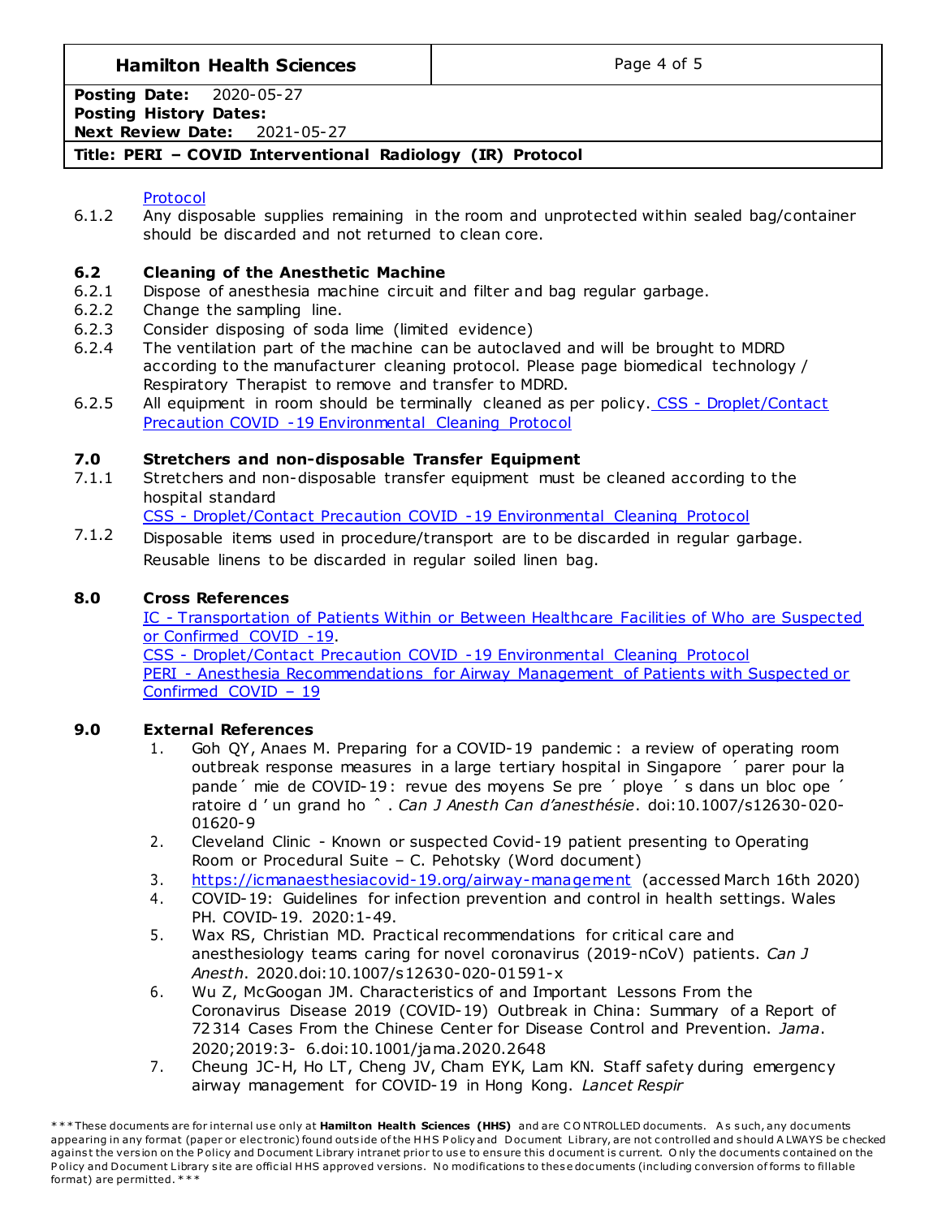Protocol

6.1.2 Any disposable supplies remaining in the room and unprotected within sealed bag/container should be discarded and not returned to clean core.

### 6.2 Cleaning of the Anesthetic Machine

6.2.1 Dispose of anesthesia machine circuit and filter and bag regular garbage.
6.2.2 Change the sampling line.
6.2.3 Consider disposing of soda lime (limited evidence)
6.2.4 The ventilation part of the machine can be autoclaved and will be brought to MDRD according to the manufacturer cleaning protocol. Please page biomedical technology / Respiratory Therapist to remove and transfer to MDRD.
6.2.5 All equipment in room should be terminally cleaned as per policy. CSS - Droplet/Contact Precaution COVID -19 Environmental Cleaning Protocol

## 7.0 Stretchers and non-disposable Transfer Equipment

7.1.1 Stretchers and non-disposable transfer equipment must be cleaned according to the hospital standard
CSS - Droplet/Contact Precaution COVID -19 Environmental Cleaning Protocol
7.1.2 Disposable items used in procedure/transport are to be discarded in regular garbage. Reusable linens to be discarded in regular soiled linen bag.

## 8.0 Cross References

IC - Transportation of Patients Within or Between Healthcare Facilities of Who are Suspected or Confirmed COVID -19.
CSS - Droplet/Contact Precaution COVID -19 Environmental Cleaning Protocol
PERI - Anesthesia Recommendations for Airway Management of Patients with Suspected or Confirmed COVID – 19

## 9.0 External References

1. Goh QY, Anaes M. Preparing for a COVID-19 pandemic: a review of operating room outbreak response measures in a large tertiary hospital in Singapore ´ parer pour la pande´ mie de COVID-19: revue des moyens Se pre ´ ploye ´ s dans un bloc ope ´ ratoire d ' un grand ho ˆ . *Can J Anesth Can d'anesthésie*. doi:10.1007/s12630-020-01620-9
2. Cleveland Clinic - Known or suspected Covid-19 patient presenting to Operating Room or Procedural Suite – C. Pehotsky (Word document)
3. https://icmanaesthesiacovid-19.org/airway-management (accessed March 16th 2020)
4. COVID-19: Guidelines for infection prevention and control in health settings. Wales PH. COVID-19. 2020:1-49.
5. Wax RS, Christian MD. Practical recommendations for critical care and anesthesiology teams caring for novel coronavirus (2019-nCoV) patients. *Can J Anesth*. 2020.doi:10.1007/s12630-020-01591-x
6. Wu Z, McGoogan JM. Characteristics of and Important Lessons From the Coronavirus Disease 2019 (COVID-19) Outbreak in China: Summary of a Report of 72 314 Cases From the Chinese Center for Disease Control and Prevention. *Jama*. 2020;2019:3- 6.doi:10.1001/jama.2020.2648
7. Cheung JC-H, Ho LT, Cheng JV, Cham EYK, Lam KN. Staff safety during emergency airway management for COVID-19 in Hong Kong. *Lancet Respir*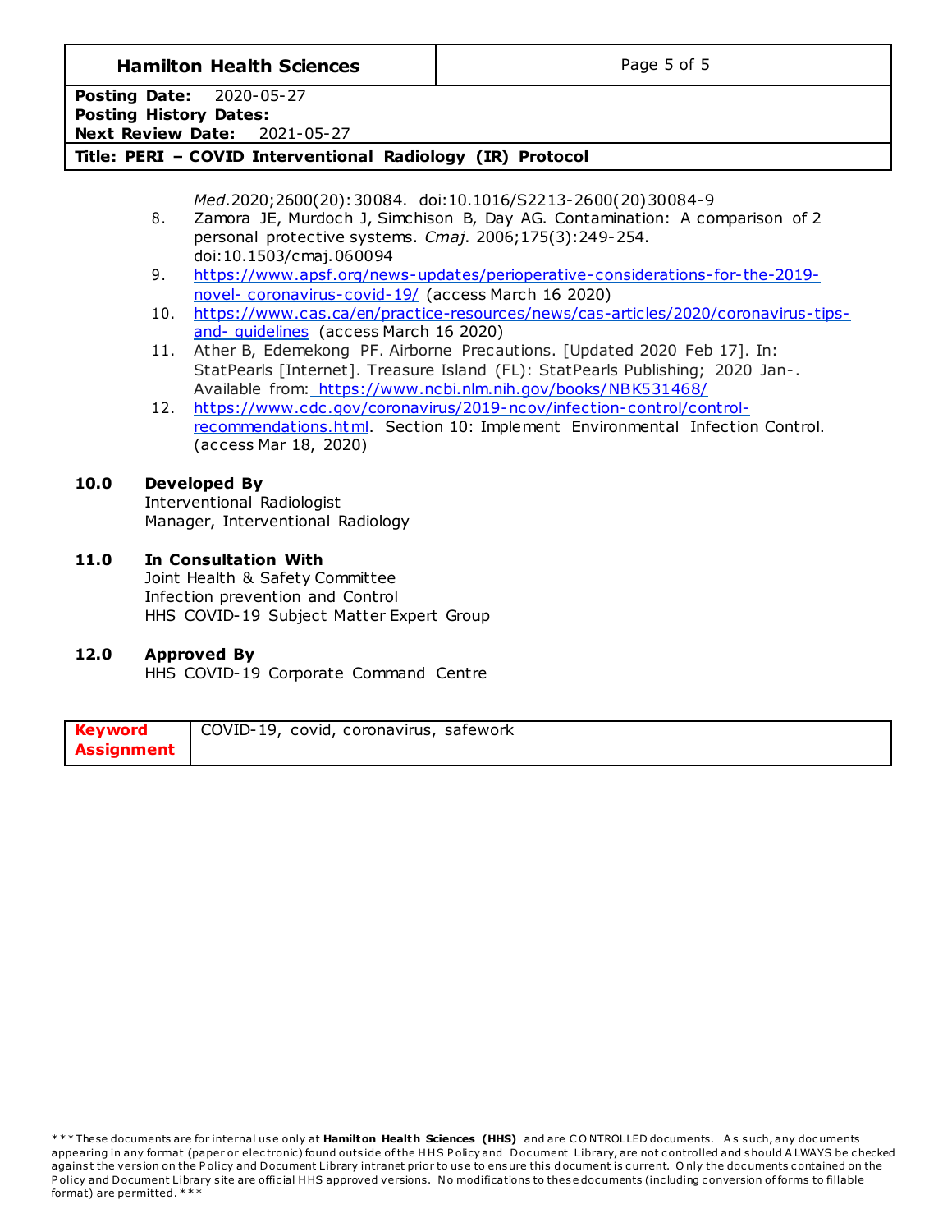*Med*.2020;2600(20):30084. doi:10.1016/S2213-2600(20)30084-9

8. Zamora JE, Murdoch J, Simchison B, Day AG. Contamination: A comparison of 2 personal protective systems. *Cmaj*. 2006;175(3):249-254. doi:10.1503/cmaj.060094
9. https://www.apsf.org/news-updates/perioperative-considerations-for-the-2019-novel-coronavirus-covid-19/ (access March 16 2020)
10. https://www.cas.ca/en/practice-resources/news/cas-articles/2020/coronavirus-tips-and-guidelines (access March 16 2020)
11. Ather B, Edemekong PF. Airborne Precautions. [Updated 2020 Feb 17]. In: StatPearls [Internet]. Treasure Island (FL): StatPearls Publishing; 2020 Jan-. Available from: https://www.ncbi.nlm.nih.gov/books/NBK531468/
12. https://www.cdc.gov/coronavirus/2019-ncov/infection-control/control-recommendations.html. Section 10: Implement Environmental Infection Control. (access Mar 18, 2020)

## 10.0 Developed By

Interventional Radiologist
Manager, Interventional Radiology

## 11.0 In Consultation With

Joint Health & Safety Committee
Infection prevention and Control
HHS COVID-19 Subject Matter Expert Group

## 12.0 Approved By

HHS COVID-19 Corporate Command Centre

| | |
|---|---|
| **Keyword Assignment** | COVID-19, covid, coronavirus, safework |

\*\*\*These documents are for internal use only at **Hamilton Health Sciences (HHS)** and are CONTROLLED documents. As such, any documents appearing in any format (paper or electronic) found outside of the HHS Policy and Document Library, are not controlled and should ALWAYS be checked against the version on the Policy and Document Library intranet prior to use to ensure this document is current. Only the documents contained on the Policy and Document Library site are official HHS approved versions. No modifications to these documents (including conversion of forms to fillable format) are permitted.\*\*\*